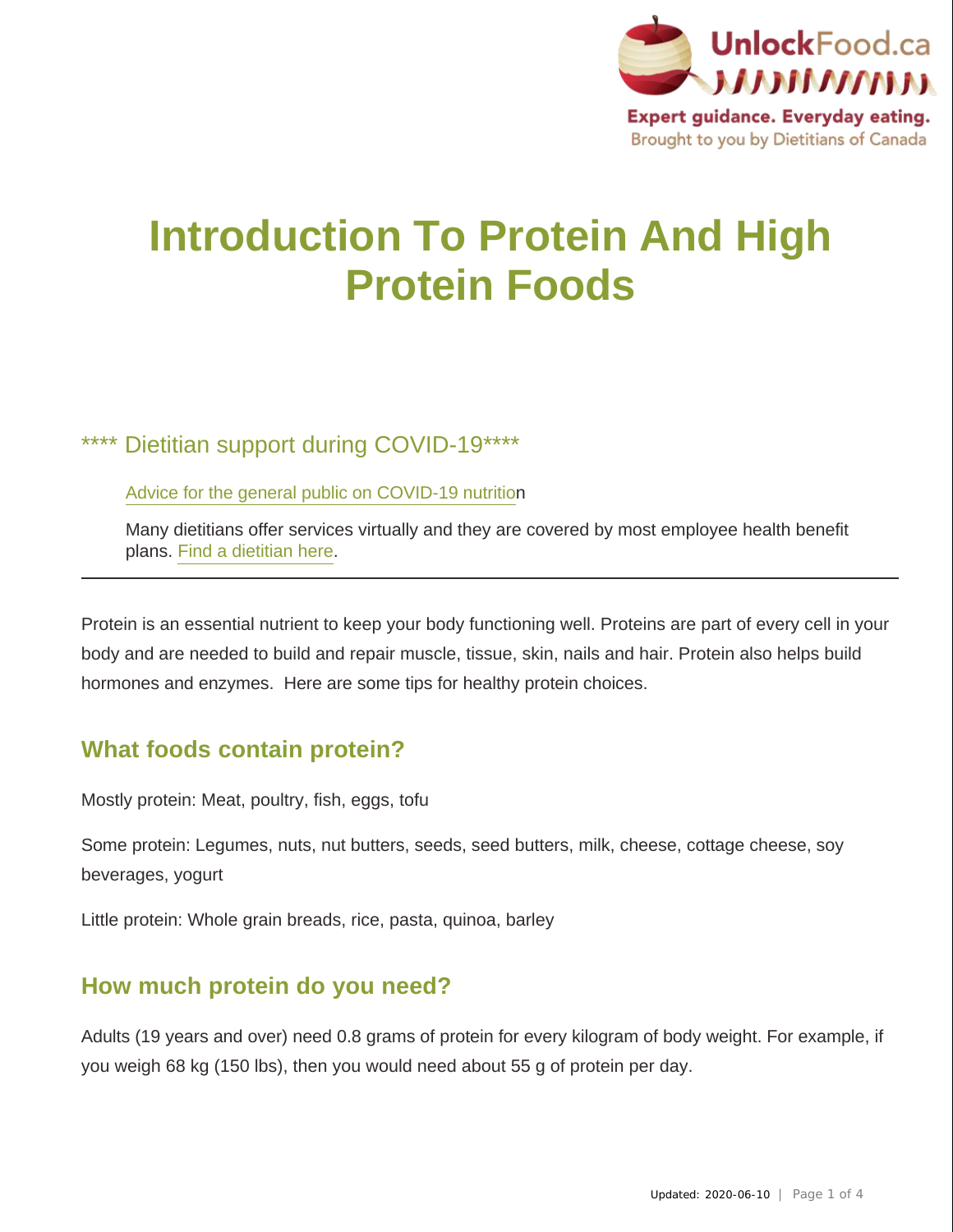# Introduction To Protein And High Protein Foods

**** Dietitian support during COVID-19****

Advice for the general public on COVID-19 nutrition

Many dietitians offer services virtually and they are covered by most employee health benefit plans. Find a dietitian here.

---

Protein is an essential nutrient to keep your body functioning well. Proteins are part of every cell in your body and are needed to build and repair muscle, tissue, skin, nails and hair. Protein also helps build hormones and enzymes. Here are some tips for healthy protein choices.

## What foods contain protein?

Mostly protein: Meat, poultry, fish, eggs, tofu

Some protein: Legumes, nuts, nut butters, seeds, seed butters, milk, cheese, cottage cheese, soy beverages, yogurt

Little protein: Whole grain breads, rice, pasta, quinoa, barley

## How much protein do you need?

Adults (19 years and over) need 0.8 grams of protein for every kilogram of body weight. For example, if you weigh 68 kg (150 lbs), then you would need about 55 g of protein per day.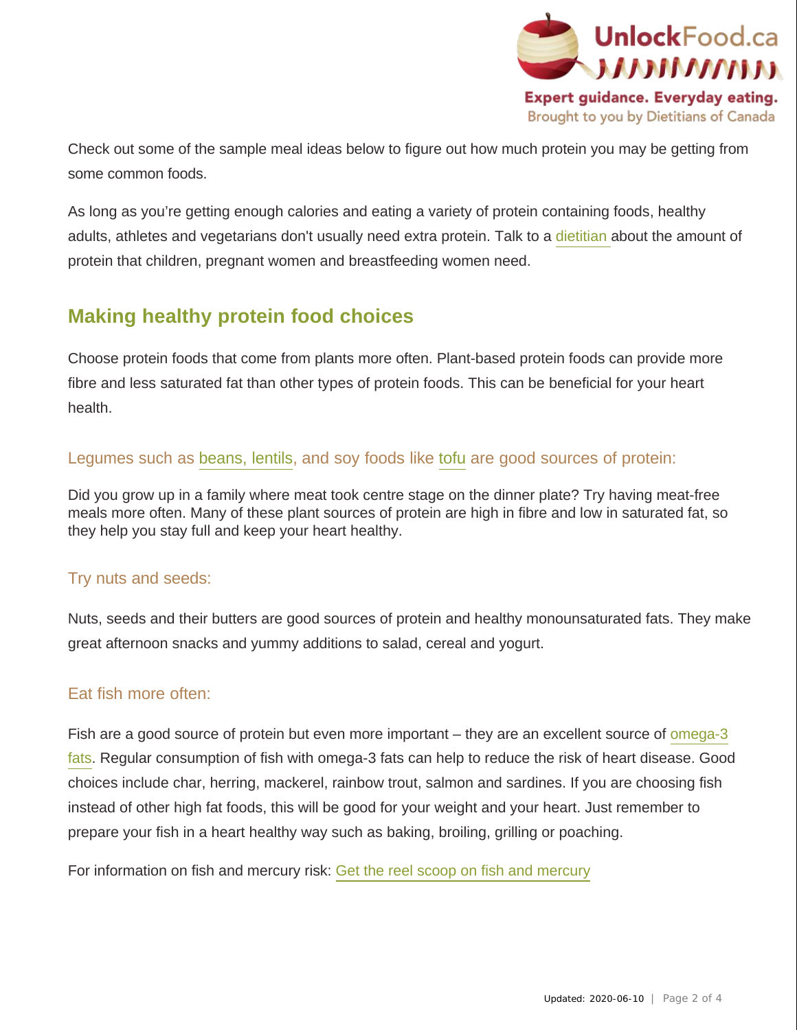Check out some of the sample meal ideas below to figure out how much protein you may be getting from some common foods.

As long as you're getting enough calories and eating a variety of protein containing foods, healthy adults, athletes and vegetarians don't usually need extra protein. Talk to a dietitian about the amount of protein that children, pregnant women and breastfeeding women need.

## Making healthy protein food choices

Choose protein foods that come from plants more often. Plant-based protein foods can provide more fibre and less saturated fat than other types of protein foods. This can be beneficial for your heart health.

### Legumes such as beans, lentils, and soy foods like tofu are good sources of protein:

Did you grow up in a family where meat took centre stage on the dinner plate? Try having meat-free meals more often. Many of these plant sources of protein are high in fibre and low in saturated fat, so they help you stay full and keep your heart healthy.

### Try nuts and seeds:

Nuts, seeds and their butters are good sources of protein and healthy monounsaturated fats. They make great afternoon snacks and yummy additions to salad, cereal and yogurt.

### Eat fish more often:

Fish are a good source of protein but even more important – they are an excellent source of omega-3 fats. Regular consumption of fish with omega-3 fats can help to reduce the risk of heart disease. Good choices include char, herring, mackerel, rainbow trout, salmon and sardines. If you are choosing fish instead of other high fat foods, this will be good for your weight and your heart. Just remember to prepare your fish in a heart healthy way such as baking, broiling, grilling or poaching.

For information on fish and mercury risk: Get the reel scoop on fish and mercury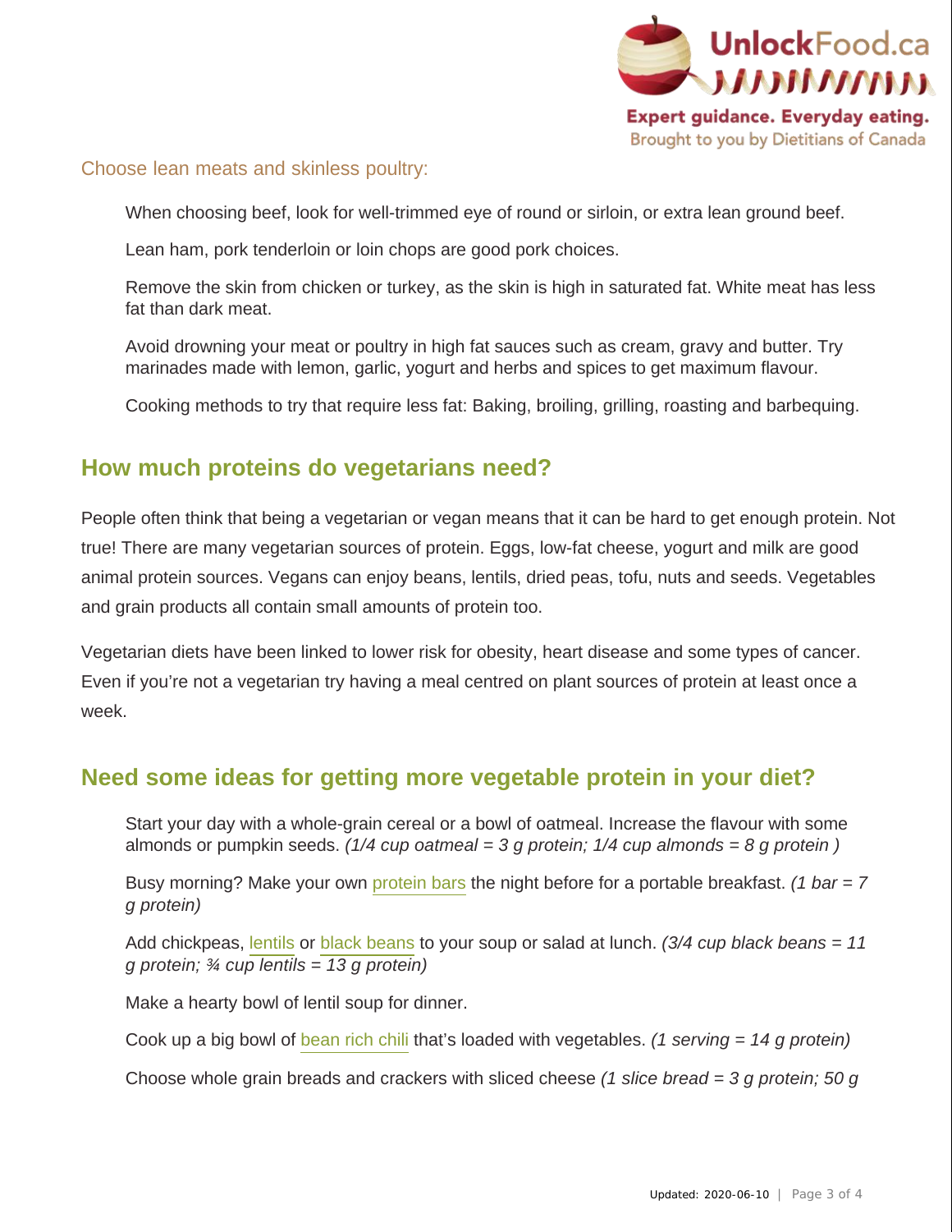Choose lean meats and skinless poultry:

- When choosing beef, look for well-trimmed eye of round or sirloin, or extra lean ground beef.
- Lean ham, pork tenderloin or loin chops are good pork choices.
- Remove the skin from chicken or turkey, as the skin is high in saturated fat. White meat has less fat than dark meat.
- Avoid drowning your meat or poultry in high fat sauces such as cream, gravy and butter. Try marinades made with lemon, garlic, yogurt and herbs and spices to get maximum flavour.
- Cooking methods to try that require less fat: Baking, broiling, grilling, roasting and barbequing.

## How much proteins do vegetarians need?

People often think that being a vegetarian or vegan means that it can be hard to get enough protein. Not true! There are many vegetarian sources of protein. Eggs, low-fat cheese, yogurt and milk are good animal protein sources. Vegans can enjoy beans, lentils, dried peas, tofu, nuts and seeds. Vegetables and grain products all contain small amounts of protein too.

Vegetarian diets have been linked to lower risk for obesity, heart disease and some types of cancer. Even if you're not a vegetarian try having a meal centred on plant sources of protein at least once a week.

## Need some ideas for getting more vegetable protein in your diet?

- Start your day with a whole-grain cereal or a bowl of oatmeal. Increase the flavour with some almonds or pumpkin seeds. *(1/4 cup oatmeal = 3 g protein; 1/4 cup almonds = 8 g protein )*
- Busy morning? Make your own protein bars the night before for a portable breakfast. *(1 bar = 7 g protein)*
- Add chickpeas, lentils or black beans to your soup or salad at lunch. *(3/4 cup black beans = 11 g protein; ¾ cup lentils = 13 g protein)*
- Make a hearty bowl of lentil soup for dinner.
- Cook up a big bowl of bean rich chili that's loaded with vegetables. *(1 serving = 14 g protein)*
- Choose whole grain breads and crackers with sliced cheese *(1 slice bread = 3 g protein; 50 g*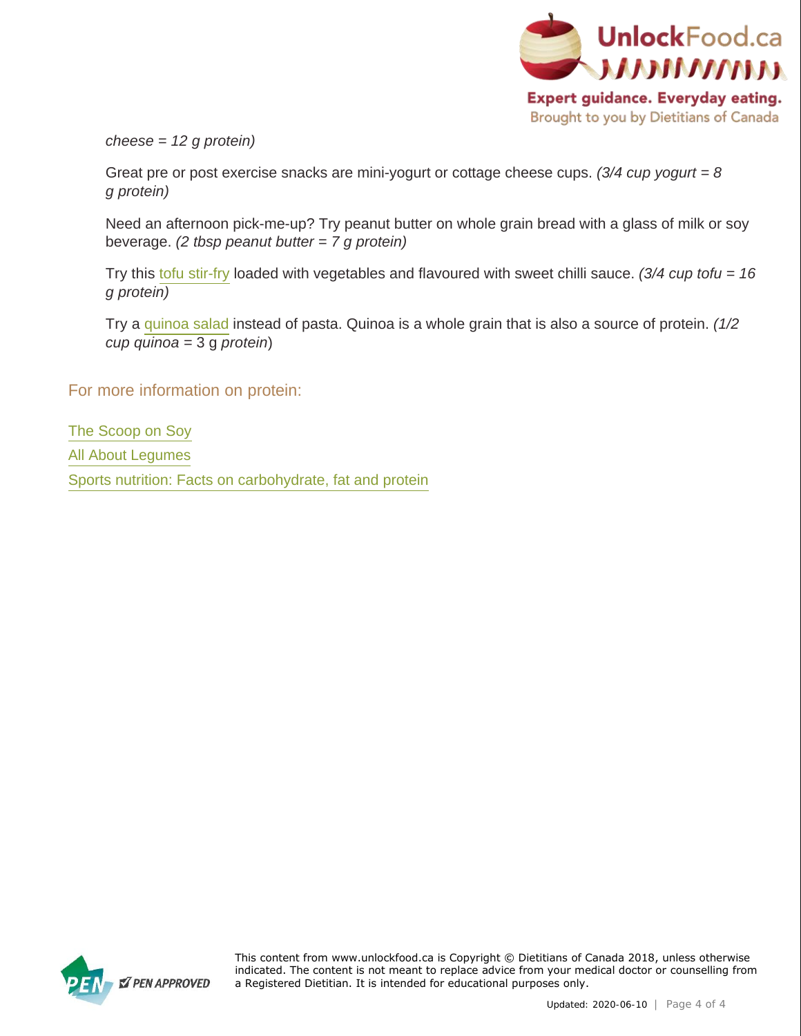*cheese = 12 g protein)*

Great pre or post exercise snacks are mini-yogurt or cottage cheese cups. *(3/4 cup yogurt = 8 g protein)*

Need an afternoon pick-me-up? Try peanut butter on whole grain bread with a glass of milk or soy beverage. *(2 tbsp peanut butter = 7 g protein)*

Try this tofu stir-fry loaded with vegetables and flavoured with sweet chilli sauce. *(3/4 cup tofu = 16 g protein)*

Try a quinoa salad instead of pasta. Quinoa is a whole grain that is also a source of protein. *(1/2 cup quinoa* = 3 g *protein*)

## For more information on protein:

The Scoop on Soy

All About Legumes

Sports nutrition: Facts on carbohydrate, fat and protein

This content from www.unlockfood.ca is Copyright © Dietitians of Canada 2018, unless otherwise indicated. The content is not meant to replace advice from your medical doctor or counselling from a Registered Dietitian. It is intended for educational purposes only.

Updated: 2020-06-10